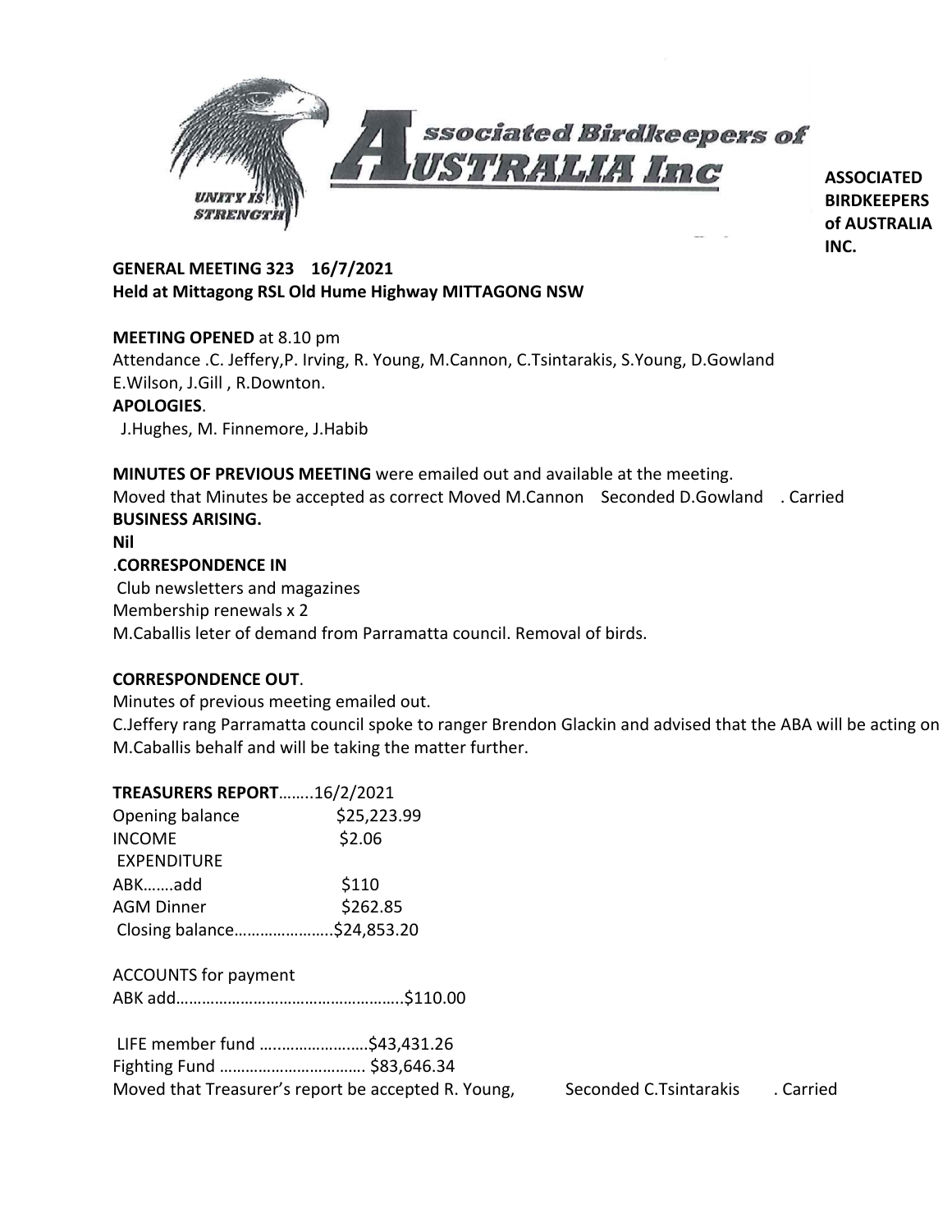**Associated Birdkeepers of AUSTRALIA Inc**

UNITY IS STRENGTH

**ASSOCIATED BIRDKEEPERS of AUSTRALIA INC.**

**GENERAL MEETING 323 16/7/2021**
**Held at Mittagong RSL Old Hume Highway MITTAGONG NSW**

**MEETING OPENED** at 8.10 pm
Attendance .C. Jeffery,P. Irving, R. Young, M.Cannon, C.Tsintarakis, S.Young, D.Gowland E.Wilson, J.Gill , R.Downton.

**APOLOGIES**.
J.Hughes, M. Finnemore, J.Habib

**MINUTES OF PREVIOUS MEETING** were emailed out and available at the meeting.
Moved that Minutes be accepted as correct Moved M.Cannon Seconded D.Gowland . Carried

**BUSINESS ARISING.**
**Nil**

.**CORRESPONDENCE IN**
Club newsletters and magazines
Membership renewals x 2
M.Caballis leter of demand from Parramatta council. Removal of birds.

**CORRESPONDENCE OUT**.
Minutes of previous meeting emailed out.
C.Jeffery rang Parramatta council spoke to ranger Brendon Glackin and advised that the ABA will be acting on M.Caballis behalf and will be taking the matter further.

**TREASURERS REPORT**……..16/2/2021

| | |
|---|---|
| Opening balance | $25,223.99 |
| INCOME | $2.06 |
| EXPENDITURE | |
| ABK…….add | $110 |
| AGM Dinner | $262.85 |
| Closing balance………………….. | $24,853.20 |

ACCOUNTS for payment
ABK add…………………………………………..$110.00

LIFE member fund ………………….…$43,431.26
Fighting Fund ……………………………. $83,646.34
Moved that Treasurer's report be accepted R. Young, Seconded C.Tsintarakis . Carried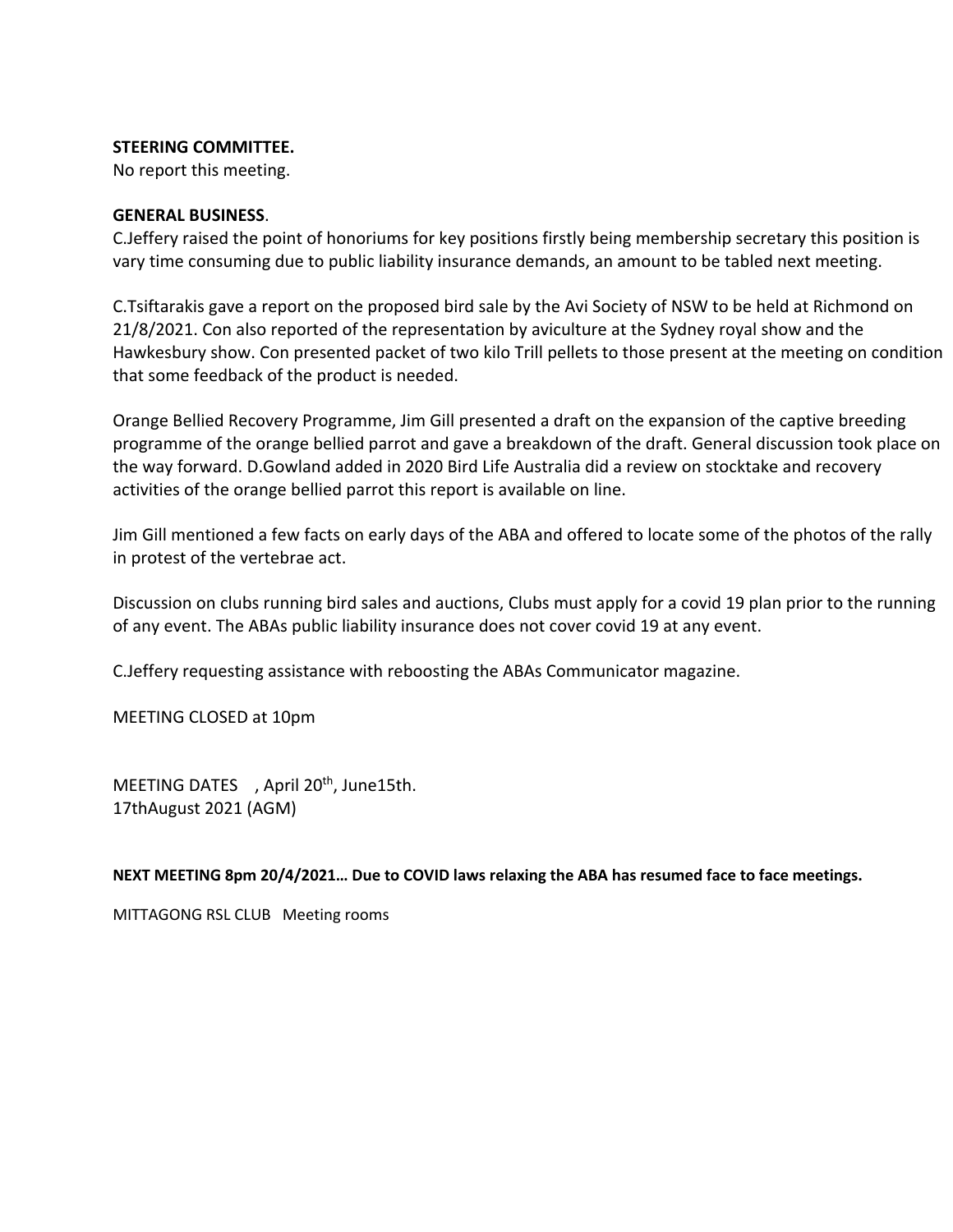**STEERING COMMITTEE.**
No report this meeting.

**GENERAL BUSINESS**.
C.Jeffery raised the point of honoriums for key positions firstly being membership secretary this position is vary time consuming due to public liability insurance demands, an amount to be tabled next meeting.

C.Tsiftarakis gave a report on the proposed bird sale by the Avi Society of NSW to be held at Richmond on 21/8/2021. Con also reported of the representation by aviculture at the Sydney royal show and the Hawkesbury show. Con presented packet of two kilo Trill pellets to those present at the meeting on condition that some feedback of the product is needed.

Orange Bellied Recovery Programme, Jim Gill presented a draft on the expansion of the captive breeding programme of the orange bellied parrot and gave a breakdown of the draft. General discussion took place on the way forward. D.Gowland added in 2020 Bird Life Australia did a review on stocktake and recovery activities of the orange bellied parrot this report is available on line.

Jim Gill mentioned a few facts on early days of the ABA and offered to locate some of the photos of the rally in protest of the vertebrae act.

Discussion on clubs running bird sales and auctions, Clubs must apply for a covid 19 plan prior to the running of any event. The ABAs public liability insurance does not cover covid 19 at any event.

C.Jeffery requesting assistance with reboosting the ABAs Communicator magazine.

MEETING CLOSED at 10pm

MEETING DATES , April 20th, June15th.
17thAugust 2021 (AGM)

**NEXT MEETING 8pm 20/4/2021… Due to COVID laws relaxing the ABA has resumed face to face meetings.**

MITTAGONG RSL CLUB Meeting rooms